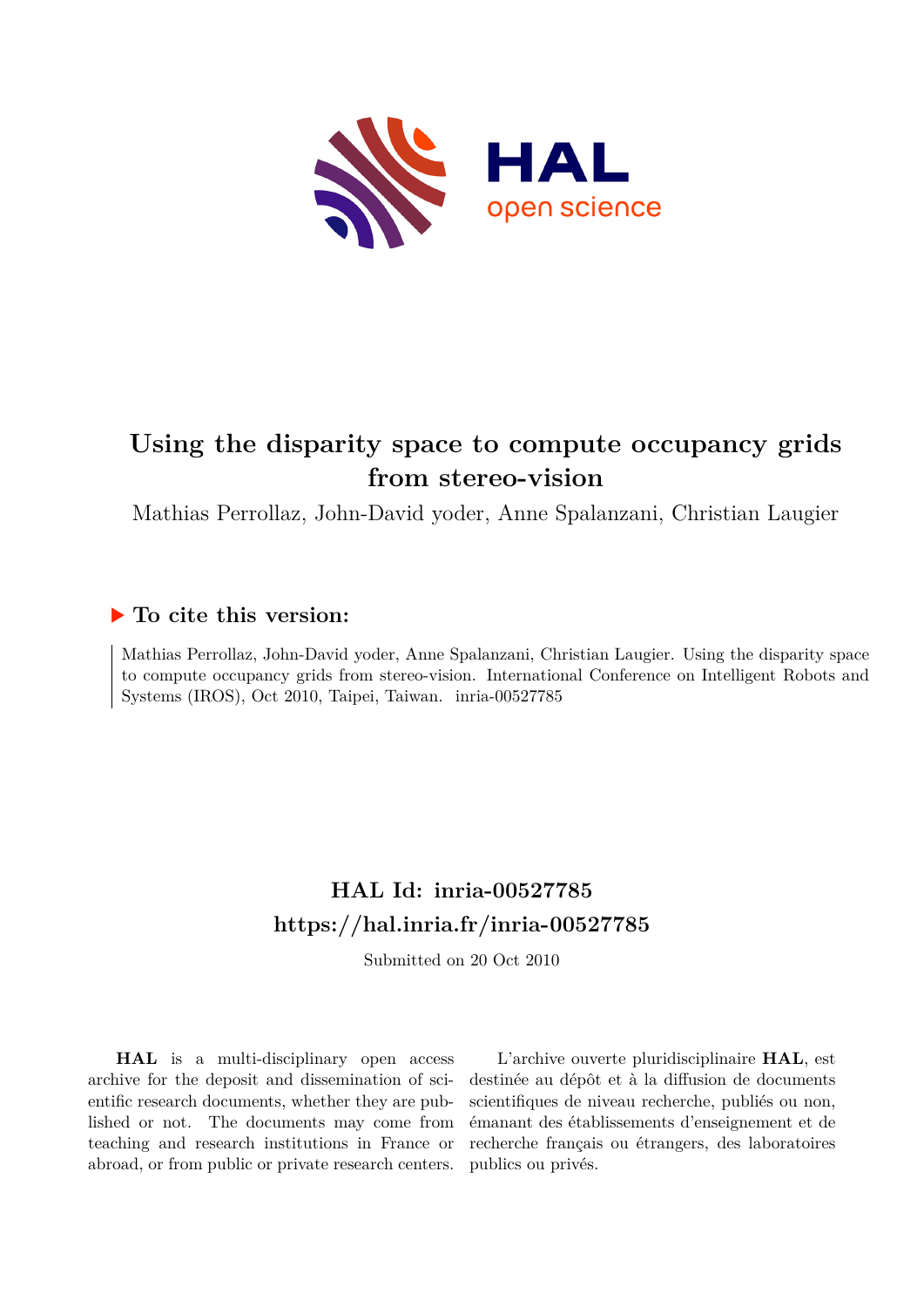# Using the disparity space to compute occupancy grids from stereo-vision

Mathias Perrollaz, John-David yoder, Anne Spalanzani, Christian Laugier

## ▶ To cite this version:

Mathias Perrollaz, John-David yoder, Anne Spalanzani, Christian Laugier. Using the disparity space to compute occupancy grids from stereo-vision. International Conference on Intelligent Robots and Systems (IROS), Oct 2010, Taipei, Taiwan. inria-00527785

## HAL Id: inria-00527785

## https://hal.inria.fr/inria-00527785

Submitted on 20 Oct 2010

**HAL** is a multi-disciplinary open access archive for the deposit and dissemination of scientific research documents, whether they are published or not. The documents may come from teaching and research institutions in France or abroad, or from public or private research centers.

L'archive ouverte pluridisciplinaire **HAL**, est destinée au dépôt et à la diffusion de documents scientifiques de niveau recherche, publiés ou non, émanant des établissements d'enseignement et de recherche français ou étrangers, des laboratoires publics ou privés.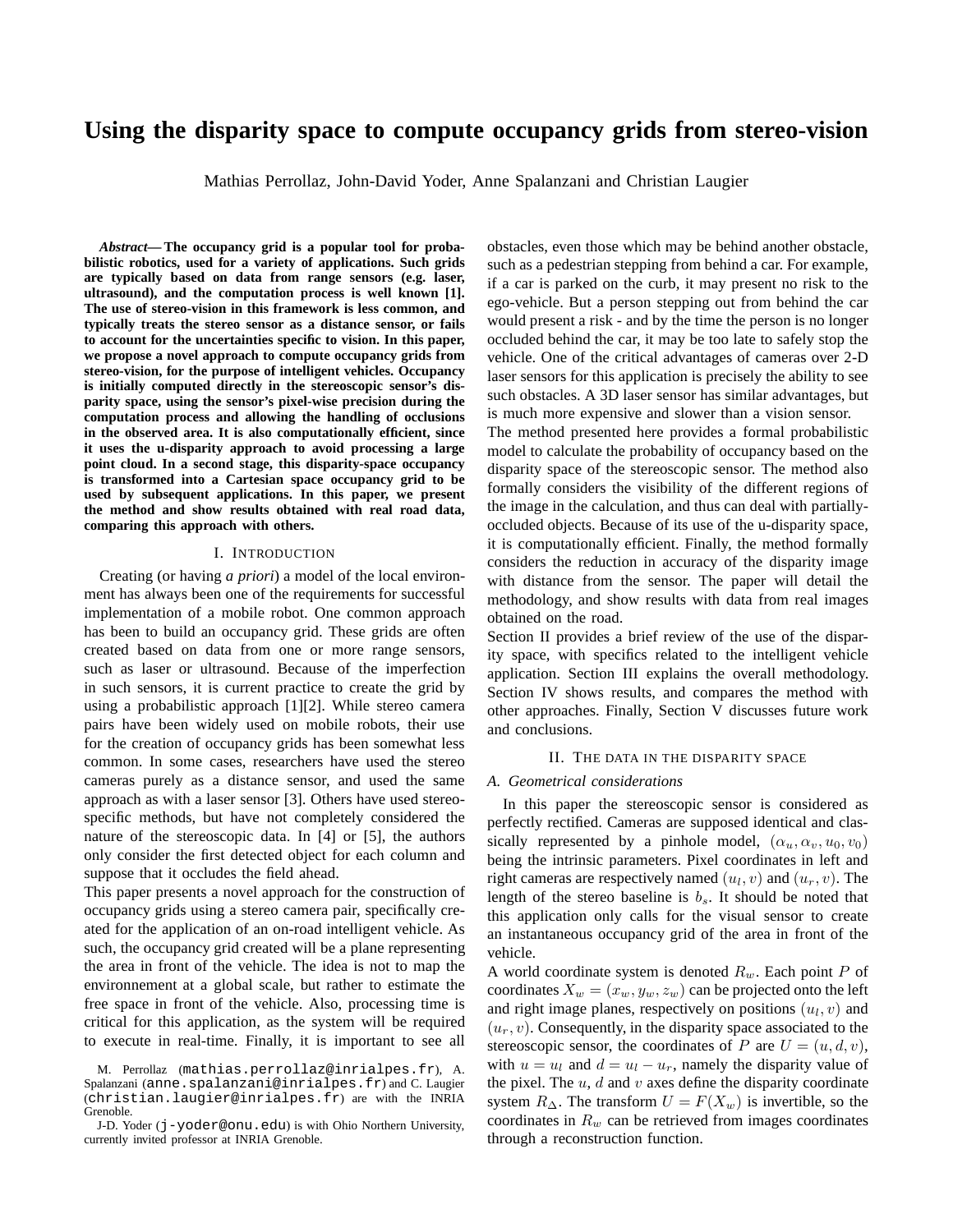# Using the disparity space to compute occupancy grids from stereo-vision

Mathias Perrollaz, John-David Yoder, Anne Spalanzani and Christian Laugier

***Abstract*— The occupancy grid is a popular tool for probabilistic robotics, used for a variety of applications. Such grids are typically based on data from range sensors (e.g. laser, ultrasound), and the computation process is well known [1]. The use of stereo-vision in this framework is less common, and typically treats the stereo sensor as a distance sensor, or fails to account for the uncertainties specific to vision. In this paper, we propose a novel approach to compute occupancy grids from stereo-vision, for the purpose of intelligent vehicles. Occupancy is initially computed directly in the stereoscopic sensor's disparity space, using the sensor's pixel-wise precision during the computation process and allowing the handling of occlusions in the observed area. It is also computationally efficient, since it uses the u-disparity approach to avoid processing a large point cloud. In a second stage, this disparity-space occupancy is transformed into a Cartesian space occupancy grid to be used by subsequent applications. In this paper, we present the method and show results obtained with real road data, comparing this approach with others.**

## I. Introduction

Creating (or having *a priori*) a model of the local environment has always been one of the requirements for successful implementation of a mobile robot. One common approach has been to build an occupancy grid. These grids are often created based on data from one or more range sensors, such as laser or ultrasound. Because of the imperfection in such sensors, it is current practice to create the grid by using a probabilistic approach [1][2]. While stereo camera pairs have been widely used on mobile robots, their use for the creation of occupancy grids has been somewhat less common. In some cases, researchers have used the stereo cameras purely as a distance sensor, and used the same approach as with a laser sensor [3]. Others have used stereo-specific methods, but have not completely considered the nature of the stereoscopic data. In [4] or [5], the authors only consider the first detected object for each column and suppose that it occludes the field ahead.

This paper presents a novel approach for the construction of occupancy grids using a stereo camera pair, specifically created for the application of an on-road intelligent vehicle. As such, the occupancy grid created will be a plane representing the area in front of the vehicle. The idea is not to map the environnement at a global scale, but rather to estimate the free space in front of the vehicle. Also, processing time is critical for this application, as the system will be required to execute in real-time. Finally, it is important to see all obstacles, even those which may be behind another obstacle, such as a pedestrian stepping from behind a car. For example, if a car is parked on the curb, it may present no risk to the ego-vehicle. But a person stepping out from behind the car would present a risk - and by the time the person is no longer occluded behind the car, it may be too late to safely stop the vehicle. One of the critical advantages of cameras over 2-D laser sensors for this application is precisely the ability to see such obstacles. A 3D laser sensor has similar advantages, but is much more expensive and slower than a vision sensor.

The method presented here provides a formal probabilistic model to calculate the probability of occupancy based on the disparity space of the stereoscopic sensor. The method also formally considers the visibility of the different regions of the image in the calculation, and thus can deal with partially-occluded objects. Because of its use of the u-disparity space, it is computationally efficient. Finally, the method formally considers the reduction in accuracy of the disparity image with distance from the sensor. The paper will detail the methodology, and show results with data from real images obtained on the road.

Section II provides a brief review of the use of the disparity space, with specifics related to the intelligent vehicle application. Section III explains the overall methodology. Section IV shows results, and compares the method with other approaches. Finally, Section V discusses future work and conclusions.

## II. The data in the disparity space

### A. Geometrical considerations

In this paper the stereoscopic sensor is considered as perfectly rectified. Cameras are supposed identical and classically represented by a pinhole model, $(\alpha_u, \alpha_v, u_0, v_0)$ being the intrinsic parameters. Pixel coordinates in left and right cameras are respectively named $(u_l, v)$ and $(u_r, v)$. The length of the stereo baseline is $b_s$. It should be noted that this application only calls for the visual sensor to create an instantaneous occupancy grid of the area in front of the vehicle.

A world coordinate system is denoted $R_w$. Each point $P$ of coordinates $X_w = (x_w, y_w, z_w)$ can be projected onto the left and right image planes, respectively on positions $(u_l, v)$ and $(u_r, v)$. Consequently, in the disparity space associated to the stereoscopic sensor, the coordinates of $P$ are $U = (u, d, v)$, with $u = u_l$ and $d = u_l - u_r$, namely the disparity value of the pixel. The $u$, $d$ and $v$ axes define the disparity coordinate system $R_\Delta$. The transform $U = F(X_w)$ is invertible, so the coordinates in $R_w$ can be retrieved from images coordinates through a reconstruction function.

M. Perrollaz (mathias.perrollaz@inrialpes.fr), A. Spalanzani (anne.spalanzani@inrialpes.fr) and C. Laugier (christian.laugier@inrialpes.fr) are with the INRIA Grenoble.

J-D. Yoder (j-yoder@onu.edu) is with Ohio Northern University, currently invited professor at INRIA Grenoble.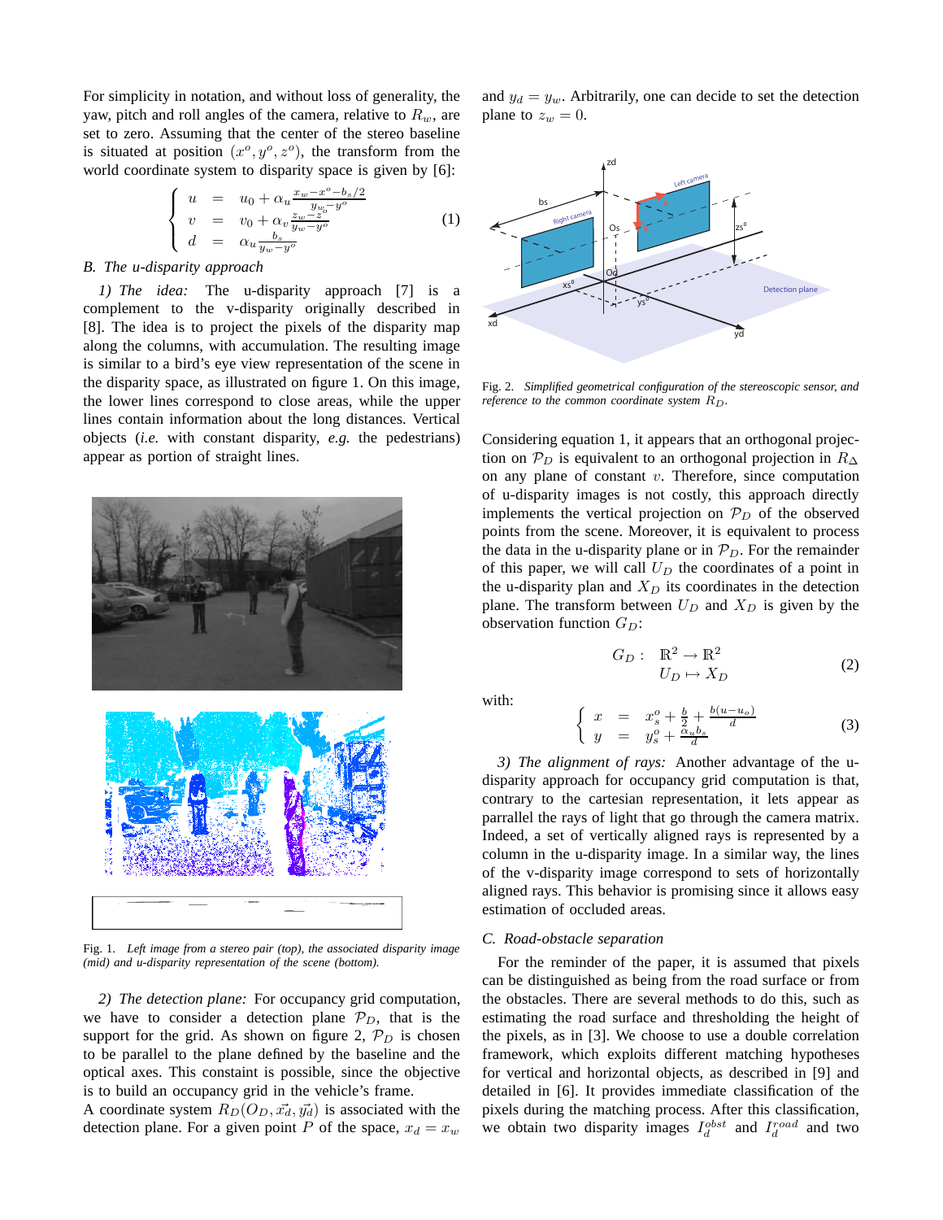For simplicity in notation, and without loss of generality, the yaw, pitch and roll angles of the camera, relative to $R_w$, are set to zero. Assuming that the center of the stereo baseline is situated at position $(x^o, y^o, z^o)$, the transform from the world coordinate system to disparity space is given by [6]:

$$\left\{ \begin{array}{lcl} u & = & u_0 + \alpha_u \frac{x_w - x^o - b_s/2}{y_w - y^o} \\ v & = & v_0 + \alpha_v \frac{z_w - z^o}{y_w - y^o} \\ d & = & \alpha_u \frac{b_s}{y_w - y^o} \end{array} \right. \quad (1)$$

### B. The u-disparity approach

*1) The idea:* The u-disparity approach [7] is a complement to the v-disparity originally described in [8]. The idea is to project the pixels of the disparity map along the columns, with accumulation. The resulting image is similar to a bird's eye view representation of the scene in the disparity space, as illustrated on figure 1. On this image, the lower lines correspond to close areas, while the upper lines contain information about the long distances. Vertical objects (*i.e.* with constant disparity, *e.g.* the pedestrians) appear as portion of straight lines.

Fig. 1. *Left image from a stereo pair (top), the associated disparity image (mid) and u-disparity representation of the scene (bottom).*

*2) The detection plane:* For occupancy grid computation, we have to consider a detection plane $\mathcal{P}_D$, that is the support for the grid. As shown on figure 2, $\mathcal{P}_D$ is chosen to be parallel to the plane defined by the baseline and the optical axes. This constaint is possible, since the objective is to build an occupancy grid in the vehicle's frame.
A coordinate system $R_D(O_D, \vec{x_d}, \vec{y_d})$ is associated with the detection plane. For a given point $P$ of the space, $x_d = x_w$ and $y_d = y_w$. Arbitrarily, one can decide to set the detection plane to $z_w = 0$.

Fig. 2. *Simplified geometrical configuration of the stereoscopic sensor, and reference to the common coordinate system $R_D$.*

Considering equation 1, it appears that an orthogonal projection on $\mathcal{P}_D$ is equivalent to an orthogonal projection in $R_\Delta$ on any plane of constant $v$. Therefore, since computation of u-disparity images is not costly, this approach directly implements the vertical projection on $\mathcal{P}_D$ of the observed points from the scene. Moreover, it is equivalent to process the data in the u-disparity plane or in $\mathcal{P}_D$. For the remainder of this paper, we will call $U_D$ the coordinates of a point in the u-disparity plan and $X_D$ its coordinates in the detection plane. The transform between $U_D$ and $X_D$ is given by the observation function $G_D$:

$$G_D : \begin{array}{l} \mathbb{R}^2 \rightarrow \mathbb{R}^2 \\ U_D \mapsto X_D \end{array} \quad (2)$$

with:

$$\left\{ \begin{array}{lcl} x & = & x_s^o + \frac{b}{2} + \frac{b(u - u_o)}{d} \\ y & = & y_s^o + \frac{\alpha_u b_s}{d} \end{array} \right. \quad (3)$$

*3) The alignment of rays:* Another advantage of the u-disparity approach for occupancy grid computation is that, contrary to the cartesian representation, it lets appear as parrallel the rays of light that go through the camera matrix. Indeed, a set of vertically aligned rays is represented by a column in the u-disparity image. In a similar way, the lines of the v-disparity image correspond to sets of horizontally aligned rays. This behavior is promising since it allows easy estimation of occluded areas.

### C. Road-obstacle separation

For the reminder of the paper, it is assumed that pixels can be distinguished as being from the road surface or from the obstacles. There are several methods to do this, such as estimating the road surface and thresholding the height of the pixels, as in [3]. We choose to use a double correlation framework, which exploits different matching hypotheses for vertical and horizontal objects, as described in [9] and detailed in [6]. It provides immediate classification of the pixels during the matching process. After this classification, we obtain two disparity images $I_d^{obst}$ and $I_d^{road}$ and two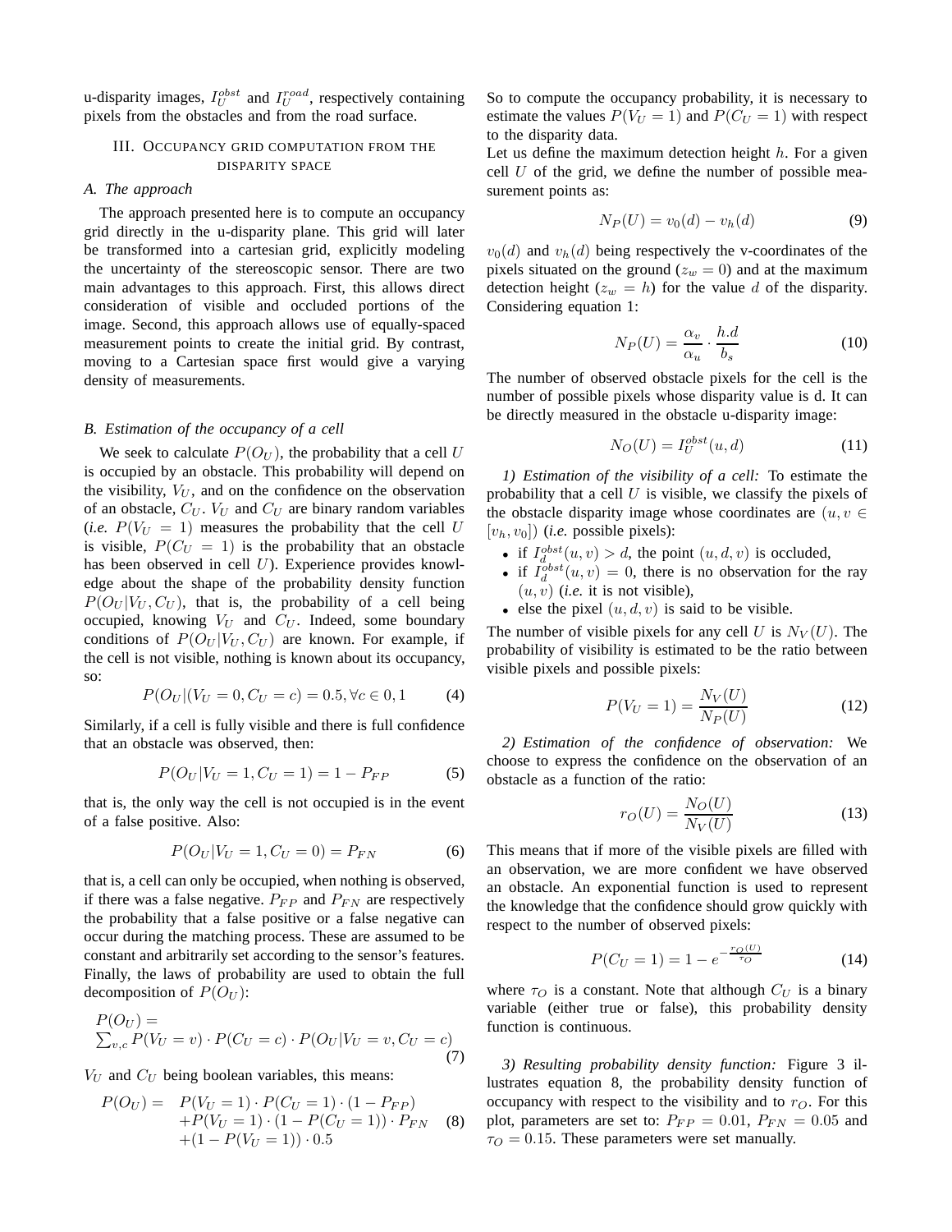u-disparity images, $I_U^{obst}$ and $I_U^{road}$, respectively containing pixels from the obstacles and from the road surface.

## III. Occupancy grid computation from the disparity space

### A. The approach

The approach presented here is to compute an occupancy grid directly in the u-disparity plane. This grid will later be transformed into a cartesian grid, explicitly modeling the uncertainty of the stereoscopic sensor. There are two main advantages to this approach. First, this allows direct consideration of visible and occluded portions of the image. Second, this approach allows use of equally-spaced measurement points to create the initial grid. By contrast, moving to a Cartesian space first would give a varying density of measurements.

### B. Estimation of the occupancy of a cell

We seek to calculate $P(O_U)$, the probability that a cell $U$ is occupied by an obstacle. This probability will depend on the visibility, $V_U$, and on the confidence on the observation of an obstacle, $C_U$. $V_U$ and $C_U$ are binary random variables (*i.e.* $P(V_U = 1)$ measures the probability that the cell $U$ is visible, $P(C_U = 1)$ is the probability that an obstacle has been observed in cell $U$). Experience provides knowledge about the shape of the probability density function $P(O_U|V_U, C_U)$, that is, the probability of a cell being occupied, knowing $V_U$ and $C_U$. Indeed, some boundary conditions of $P(O_U|V_U, C_U)$ are known. For example, if the cell is not visible, nothing is known about its occupancy, so:

$$P(O_U|(V_U = 0, C_U = c) = 0.5, \forall c \in 0, 1 \tag{4}$$

Similarly, if a cell is fully visible and there is full confidence that an obstacle was observed, then:

$$P(O_U|V_U = 1, C_U = 1) = 1 - P_{FP} \tag{5}$$

that is, the only way the cell is not occupied is in the event of a false positive. Also:

$$P(O_U|V_U = 1, C_U = 0) = P_{FN} \tag{6}$$

that is, a cell can only be occupied, when nothing is observed, if there was a false negative. $P_{FP}$ and $P_{FN}$ are respectively the probability that a false positive or a false negative can occur during the matching process. These are assumed to be constant and arbitrarily set according to the sensor's features. Finally, the laws of probability are used to obtain the full decomposition of $P(O_U)$:

$$P(O_U) = \sum_{v,c} P(V_U = v) \cdot P(C_U = c) \cdot P(O_U|V_U = v, C_U = c) \tag{7}$$

$V_U$ and $C_U$ being boolean variables, this means:

$$\begin{aligned} P(O_U) = \quad & P(V_U = 1) \cdot P(C_U = 1) \cdot (1 - P_{FP}) \\ & + P(V_U = 1) \cdot (1 - P(C_U = 1)) \cdot P_{FN} \\ & + (1 - P(V_U = 1)) \cdot 0.5 \end{aligned} \tag{8}$$

So to compute the occupancy probability, it is necessary to estimate the values $P(V_U = 1)$ and $P(C_U = 1)$ with respect to the disparity data.

Let us define the maximum detection height $h$. For a given cell $U$ of the grid, we define the number of possible measurement points as:

$$N_P(U) = v_0(d) - v_h(d) \tag{9}$$

$v_0(d)$ and $v_h(d)$ being respectively the v-coordinates of the pixels situated on the ground ($z_w = 0$) and at the maximum detection height ($z_w = h$) for the value $d$ of the disparity. Considering equation 1:

$$N_P(U) = \frac{\alpha_v}{\alpha_u} \cdot \frac{h.d}{b_s} \tag{10}$$

The number of observed obstacle pixels for the cell is the number of possible pixels whose disparity value is d. It can be directly measured in the obstacle u-disparity image:

$$N_O(U) = I_U^{obst}(u, d) \tag{11}$$

*1) Estimation of the visibility of a cell:* To estimate the probability that a cell $U$ is visible, we classify the pixels of the obstacle disparity image whose coordinates are $(u, v \in [v_h, v_0])$ (*i.e.* possible pixels):

- if $I_d^{obst}(u, v) > d$, the point $(u, d, v)$ is occluded,
- if $I_d^{obst}(u, v) = 0$, there is no observation for the ray $(u, v)$ (*i.e.* it is not visible),
- else the pixel $(u, d, v)$ is said to be visible.

The number of visible pixels for any cell $U$ is $N_V(U)$. The probability of visibility is estimated to be the ratio between visible pixels and possible pixels:

$$P(V_U = 1) = \frac{N_V(U)}{N_P(U)} \tag{12}$$

*2) Estimation of the confidence of observation:* We choose to express the confidence on the observation of an obstacle as a function of the ratio:

$$r_O(U) = \frac{N_O(U)}{N_V(U)} \tag{13}$$

This means that if more of the visible pixels are filled with an observation, we are more confident we have observed an obstacle. An exponential function is used to represent the knowledge that the confidence should grow quickly with respect to the number of observed pixels:

$$P(C_U = 1) = 1 - e^{-\frac{r_O(U)}{\tau_O}} \tag{14}$$

where $\tau_O$ is a constant. Note that although $C_U$ is a binary variable (either true or false), this probability density function is continuous.

*3) Resulting probability density function:* Figure 3 illustrates equation 8, the probability density function of occupancy with respect to the visibility and to $r_O$. For this plot, parameters are set to: $P_{FP} = 0.01$, $P_{FN} = 0.05$ and $\tau_O = 0.15$. These parameters were set manually.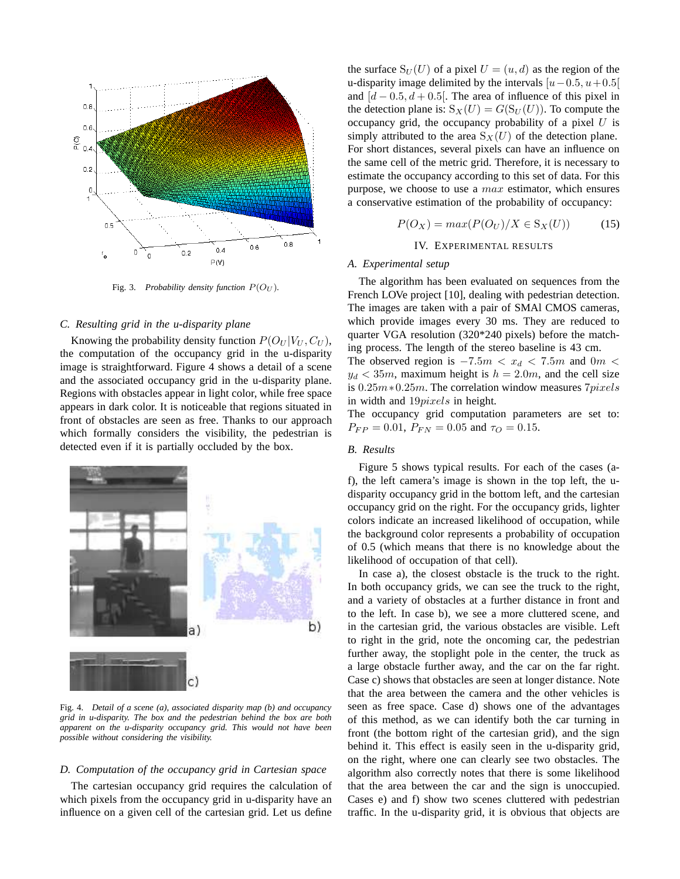Fig. 3. *Probability density function $P(O_U)$.*

### C. Resulting grid in the u-disparity plane

Knowing the probability density function $P(O_U|V_U, C_U)$, the computation of the occupancy grid in the u-disparity image is straightforward. Figure 4 shows a detail of a scene and the associated occupancy grid in the u-disparity plane. Regions with obstacles appear in light color, while free space appears in dark color. It is noticeable that regions situated in front of obstacles are seen as free. Thanks to our approach which formally considers the visibility, the pedestrian is detected even if it is partially occluded by the box.

Fig. 4. *Detail of a scene (a), associated disparity map (b) and occupancy grid in u-disparity. The box and the pedestrian behind the box are both apparent on the u-disparity occupancy grid. This would not have been possible without considering the visibility.*

### D. Computation of the occupancy grid in Cartesian space

The cartesian occupancy grid requires the calculation of which pixels from the occupancy grid in u-disparity have an influence on a given cell of the cartesian grid. Let us define the surface $S_U(U)$ of a pixel $U = (u, d)$ as the region of the u-disparity image delimited by the intervals $[u-0.5, u+0.5[$ and $[d-0.5, d+0.5[$. The area of influence of this pixel in the detection plane is: $S_X(U) = G(S_U(U))$. To compute the occupancy grid, the occupancy probability of a pixel $U$ is simply attributed to the area $S_X(U)$ of the detection plane. For short distances, several pixels can have an influence on the same cell of the metric grid. Therefore, it is necessary to estimate the occupancy according to this set of data. For this purpose, we choose to use a $max$ estimator, which ensures a conservative estimation of the probability of occupancy:

$$P(O_X) = max(P(O_U)/X \in S_X(U)) \tag{15}$$

## IV. Experimental results

### A. Experimental setup

The algorithm has been evaluated on sequences from the French LOVe project [10], dealing with pedestrian detection. The images are taken with a pair of SMAl CMOS cameras, which provide images every 30 ms. They are reduced to quarter VGA resolution (320*240 pixels) before the matching process. The length of the stereo baseline is 43 cm.
The observed region is $-7.5m < x_d < 7.5m$ and $0m < y_d < 35m$, maximum height is $h = 2.0m$, and the cell size is $0.25m*0.25m$. The correlation window measures $7pixels$ in width and $19pixels$ in height.
The occupancy grid computation parameters are set to: $P_{FP} = 0.01$, $P_{FN} = 0.05$ and $\tau_O = 0.15$.

### B. Results

Figure 5 shows typical results. For each of the cases (a-f), the left camera's image is shown in the top left, the u-disparity occupancy grid in the bottom left, and the cartesian occupancy grid on the right. For the occupancy grids, lighter colors indicate an increased likelihood of occupation, while the background color represents a probability of occupation of 0.5 (which means that there is no knowledge about the likelihood of occupation of that cell).

In case a), the closest obstacle is the truck to the right. In both occupancy grids, we can see the truck to the right, and a variety of obstacles at a further distance in front and to the left. In case b), we see a more cluttered scene, and in the cartesian grid, the various obstacles are visible. Left to right in the grid, note the oncoming car, the pedestrian further away, the stoplight pole in the center, the truck as a large obstacle further away, and the car on the far right. Case c) shows that obstacles are seen at longer distance. Note that the area between the camera and the other vehicles is seen as free space. Case d) shows one of the advantages of this method, as we can identify both the car turning in front (the bottom right of the cartesian grid), and the sign behind it. This effect is easily seen in the u-disparity grid, on the right, where one can clearly see two obstacles. The algorithm also correctly notes that there is some likelihood that the area between the car and the sign is unoccupied. Cases e) and f) show two scenes cluttered with pedestrian traffic. In the u-disparity grid, it is obvious that objects are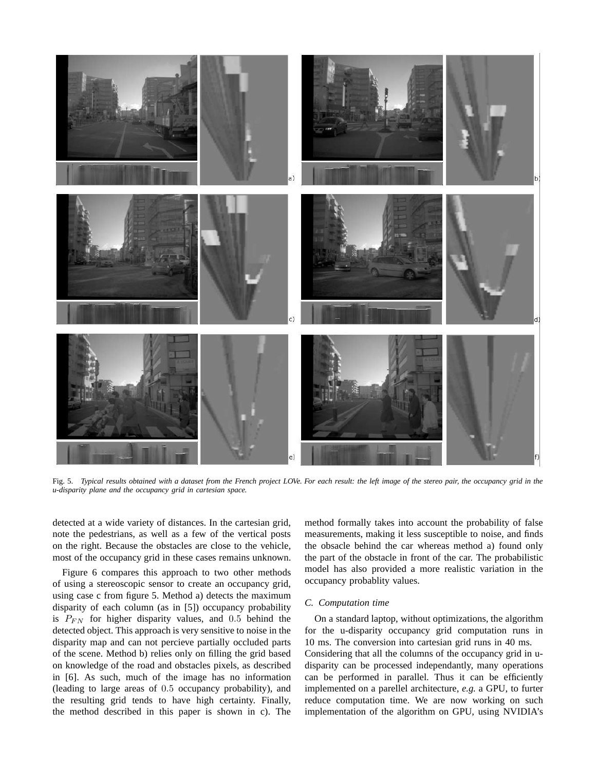Fig. 5. *Typical results obtained with a dataset from the French project LOVe. For each result: the left image of the stereo pair, the occupancy grid in the u-disparity plane and the occupancy grid in cartesian space.*

detected at a wide variety of distances. In the cartesian grid, note the pedestrians, as well as a few of the vertical posts on the right. Because the obstacles are close to the vehicle, most of the occupancy grid in these cases remains unknown.

Figure 6 compares this approach to two other methods of using a stereoscopic sensor to create an occupancy grid, using case c from figure 5. Method a) detects the maximum disparity of each column (as in [5]) occupancy probability is $P_{FN}$ for higher disparity values, and $0.5$ behind the detected object. This approach is very sensitive to noise in the disparity map and can not percieve partially occluded parts of the scene. Method b) relies only on filling the grid based on knowledge of the road and obstacles pixels, as described in [6]. As such, much of the image has no information (leading to large areas of $0.5$ occupancy probability), and the resulting grid tends to have high certainty. Finally, the method described in this paper is shown in c). The method formally takes into account the probability of false measurements, making it less susceptible to noise, and finds the obsacle behind the car whereas method a) found only the part of the obstacle in front of the car. The probabilistic model has also provided a more realistic variation in the occupancy probablity values.

### C. Computation time

On a standard laptop, without optimizations, the algorithm for the u-disparity occupancy grid computation runs in 10 ms. The conversion into cartesian grid runs in 40 ms.
Considering that all the columns of the occupancy grid in u-disparity can be processed independantly, many operations can be performed in parallel. Thus it can be efficiently implemented on a parellel architecture, *e.g.* a GPU, to furter reduce computation time. We are now working on such implementation of the algorithm on GPU, using NVIDIA's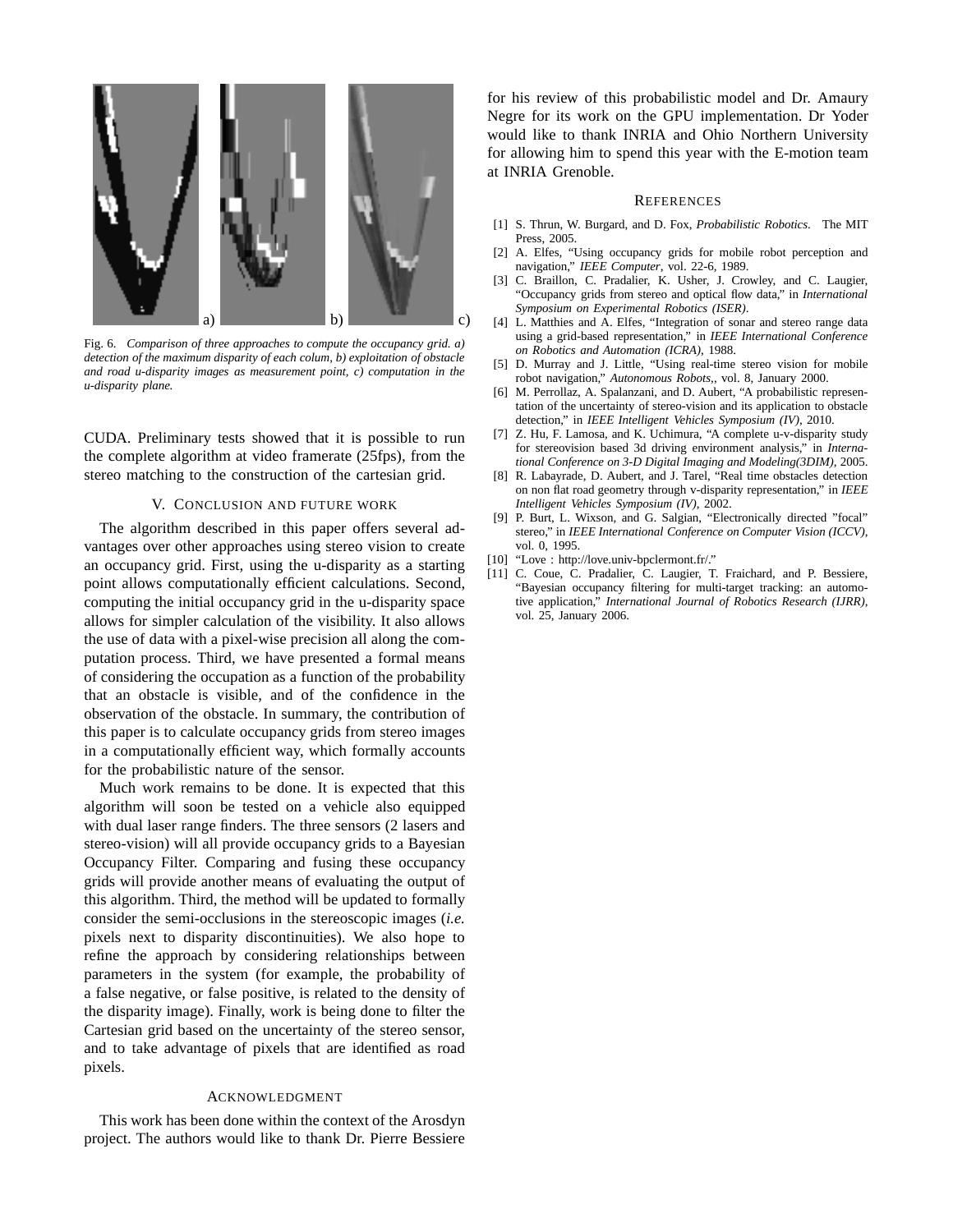a) b) c)

Fig. 6. *Comparison of three approaches to compute the occupancy grid. a) detection of the maximum disparity of each colum, b) exploitation of obstacle and road u-disparity images as measurement point, c) computation in the u-disparity plane.*

CUDA. Preliminary tests showed that it is possible to run the complete algorithm at video framerate (25fps), from the stereo matching to the construction of the cartesian grid.

## V. Conclusion and future work

The algorithm described in this paper offers several advantages over other approaches using stereo vision to create an occupancy grid. First, using the u-disparity as a starting point allows computationally efficient calculations. Second, computing the initial occupancy grid in the u-disparity space allows for simpler calculation of the visibility. It also allows the use of data with a pixel-wise precision all along the computation process. Third, we have presented a formal means of considering the occupation as a function of the probability that an obstacle is visible, and of the confidence in the observation of the obstacle. In summary, the contribution of this paper is to calculate occupancy grids from stereo images in a computationally efficient way, which formally accounts for the probabilistic nature of the sensor.

Much work remains to be done. It is expected that this algorithm will soon be tested on a vehicle also equipped with dual laser range finders. The three sensors (2 lasers and stereo-vision) will all provide occupancy grids to a Bayesian Occupancy Filter. Comparing and fusing these occupancy grids will provide another means of evaluating the output of this algorithm. Third, the method will be updated to formally consider the semi-occlusions in the stereoscopic images (*i.e.* pixels next to disparity discontinuities). We also hope to refine the approach by considering relationships between parameters in the system (for example, the probability of a false negative, or false positive, is related to the density of the disparity image). Finally, work is being done to filter the Cartesian grid based on the uncertainty of the stereo sensor, and to take advantage of pixels that are identified as road pixels.

## Acknowledgment

This work has been done within the context of the Arosdyn project. The authors would like to thank Dr. Pierre Bessiere for his review of this probabilistic model and Dr. Amaury Negre for its work on the GPU implementation. Dr Yoder would like to thank INRIA and Ohio Northern University for allowing him to spend this year with the E-motion team at INRIA Grenoble.

## References

[1] S. Thrun, W. Burgard, and D. Fox, *Probabilistic Robotics*. The MIT Press, 2005.

[2] A. Elfes, "Using occupancy grids for mobile robot perception and navigation," *IEEE Computer*, vol. 22-6, 1989.

[3] C. Braillon, C. Pradalier, K. Usher, J. Crowley, and C. Laugier, "Occupancy grids from stereo and optical flow data," in *International Symposium on Experimental Robotics (ISER)*.

[4] L. Matthies and A. Elfes, "Integration of sonar and stereo range data using a grid-based representation," in *IEEE International Conference on Robotics and Automation (ICRA)*, 1988.

[5] D. Murray and J. Little, "Using real-time stereo vision for mobile robot navigation," *Autonomous Robots,*, vol. 8, January 2000.

[6] M. Perrollaz, A. Spalanzani, and D. Aubert, "A probabilistic representation of the uncertainty of stereo-vision and its application to obstacle detection," in *IEEE Intelligent Vehicles Symposium (IV)*, 2010.

[7] Z. Hu, F. Lamosa, and K. Uchimura, "A complete u-v-disparity study for stereovision based 3d driving environment analysis," in *International Conference on 3-D Digital Imaging and Modeling(3DIM)*, 2005.

[8] R. Labayrade, D. Aubert, and J. Tarel, "Real time obstacles detection on non flat road geometry through v-disparity representation," in *IEEE Intelligent Vehicles Symposium (IV)*, 2002.

[9] P. Burt, L. Wixson, and G. Salgian, "Electronically directed "focal" stereo," in *IEEE International Conference on Computer Vision (ICCV)*, vol. 0, 1995.

[10] "Love : http://love.univ-bpclermont.fr/."

[11] C. Coue, C. Pradalier, C. Laugier, T. Fraichard, and P. Bessiere, "Bayesian occupancy filtering for multi-target tracking: an automotive application," *International Journal of Robotics Research (IJRR)*, vol. 25, January 2006.